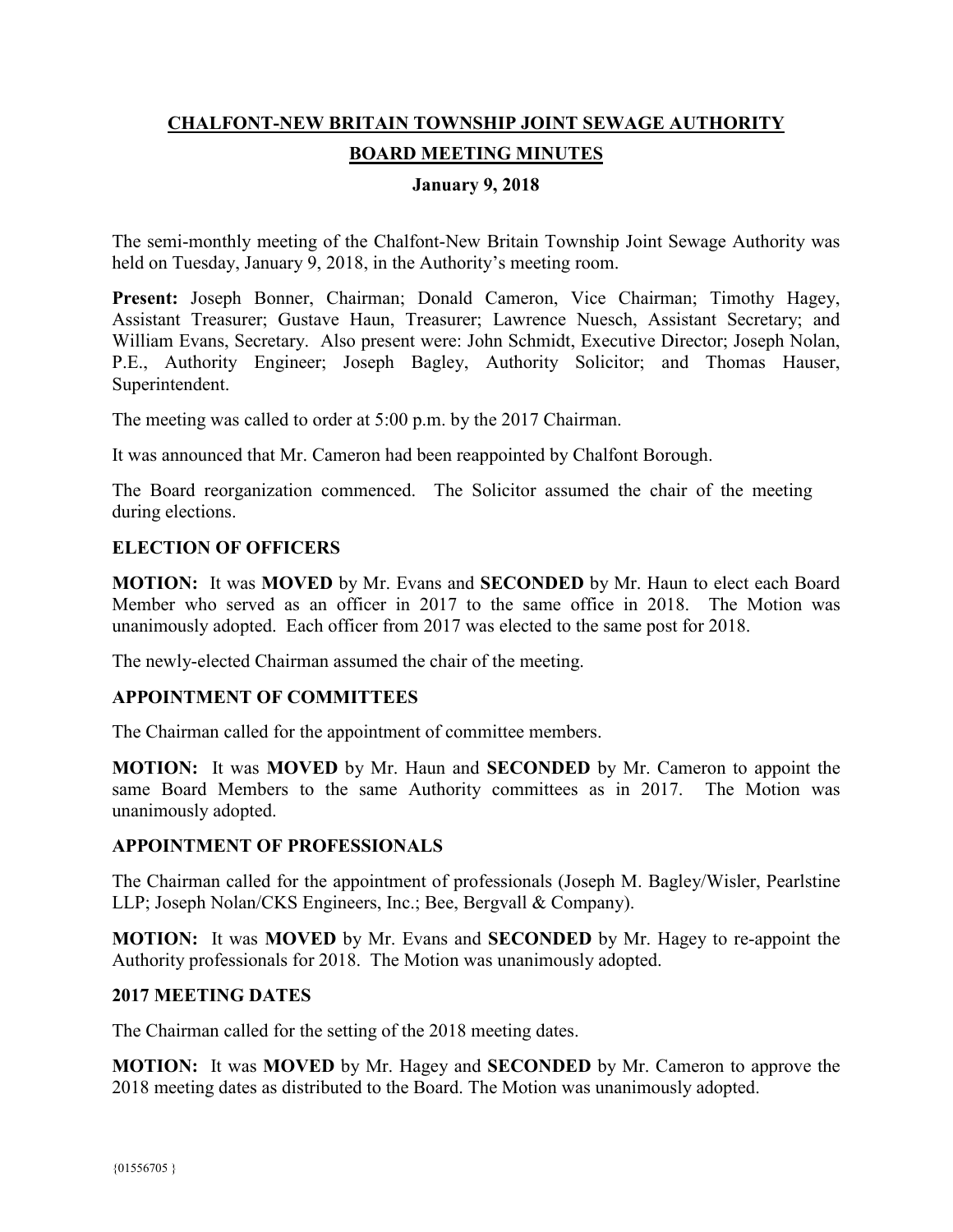# CHALFONT-NEW BRITAIN TOWNSHIP JOINT SEWAGE AUTHORITY

## BOARD MEETING MINUTES

### January 9, 2018

The semi-monthly meeting of the Chalfont-New Britain Township Joint Sewage Authority was held on Tuesday, January 9, 2018, in the Authority's meeting room.

**Present:** Joseph Bonner, Chairman; Donald Cameron, Vice Chairman; Timothy Hagey, Assistant Treasurer; Gustave Haun, Treasurer; Lawrence Nuesch, Assistant Secretary; and William Evans, Secretary. Also present were: John Schmidt, Executive Director; Joseph Nolan, P.E., Authority Engineer; Joseph Bagley, Authority Solicitor; and Thomas Hauser, Superintendent.

The meeting was called to order at 5:00 p.m. by the 2017 Chairman.

It was announced that Mr. Cameron had been reappointed by Chalfont Borough.

The Board reorganization commenced. The Solicitor assumed the chair of the meeting during elections.

**ELECTION OF OFFICERS**

**MOTION:** It was **MOVED** by Mr. Evans and **SECONDED** by Mr. Haun to elect each Board Member who served as an officer in 2017 to the same office in 2018. The Motion was unanimously adopted. Each officer from 2017 was elected to the same post for 2018.

The newly-elected Chairman assumed the chair of the meeting.

**APPOINTMENT OF COMMITTEES**

The Chairman called for the appointment of committee members.

**MOTION:** It was **MOVED** by Mr. Haun and **SECONDED** by Mr. Cameron to appoint the same Board Members to the same Authority committees as in 2017. The Motion was unanimously adopted.

**APPOINTMENT OF PROFESSIONALS**

The Chairman called for the appointment of professionals (Joseph M. Bagley/Wisler, Pearlstine LLP; Joseph Nolan/CKS Engineers, Inc.; Bee, Bergvall & Company).

**MOTION:** It was **MOVED** by Mr. Evans and **SECONDED** by Mr. Hagey to re-appoint the Authority professionals for 2018. The Motion was unanimously adopted.

**2017 MEETING DATES**

The Chairman called for the setting of the 2018 meeting dates.

**MOTION:** It was **MOVED** by Mr. Hagey and **SECONDED** by Mr. Cameron to approve the 2018 meeting dates as distributed to the Board. The Motion was unanimously adopted.

{01556705 }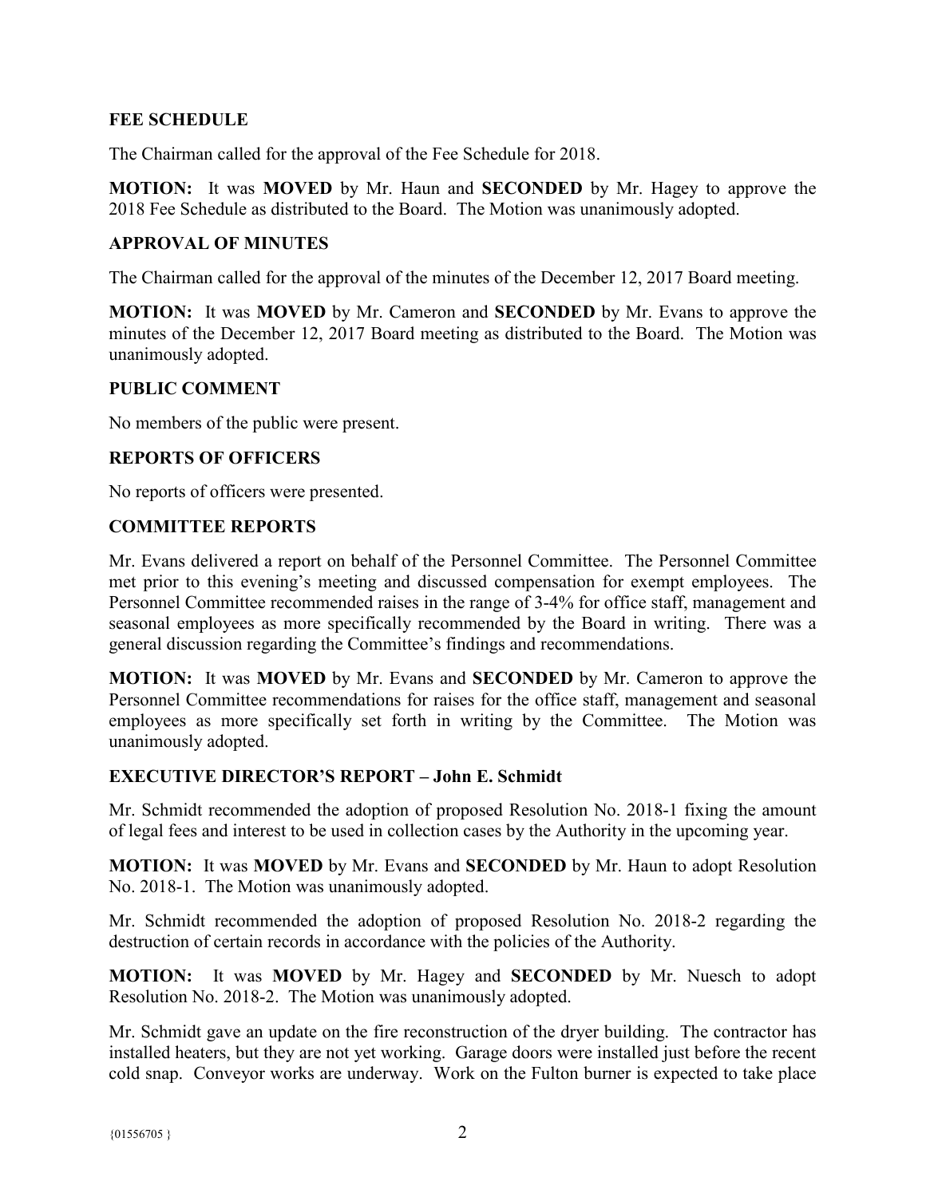**FEE SCHEDULE**

The Chairman called for the approval of the Fee Schedule for 2018.

**MOTION:** It was **MOVED** by Mr. Haun and **SECONDED** by Mr. Hagey to approve the 2018 Fee Schedule as distributed to the Board. The Motion was unanimously adopted.

**APPROVAL OF MINUTES**

The Chairman called for the approval of the minutes of the December 12, 2017 Board meeting.

**MOTION:** It was **MOVED** by Mr. Cameron and **SECONDED** by Mr. Evans to approve the minutes of the December 12, 2017 Board meeting as distributed to the Board. The Motion was unanimously adopted.

**PUBLIC COMMENT**

No members of the public were present.

**REPORTS OF OFFICERS**

No reports of officers were presented.

**COMMITTEE REPORTS**

Mr. Evans delivered a report on behalf of the Personnel Committee. The Personnel Committee met prior to this evening's meeting and discussed compensation for exempt employees. The Personnel Committee recommended raises in the range of 3-4% for office staff, management and seasonal employees as more specifically recommended by the Board in writing. There was a general discussion regarding the Committee's findings and recommendations.

**MOTION:** It was **MOVED** by Mr. Evans and **SECONDED** by Mr. Cameron to approve the Personnel Committee recommendations for raises for the office staff, management and seasonal employees as more specifically set forth in writing by the Committee. The Motion was unanimously adopted.

**EXECUTIVE DIRECTOR'S REPORT – John E. Schmidt**

Mr. Schmidt recommended the adoption of proposed Resolution No. 2018-1 fixing the amount of legal fees and interest to be used in collection cases by the Authority in the upcoming year.

**MOTION:** It was **MOVED** by Mr. Evans and **SECONDED** by Mr. Haun to adopt Resolution No. 2018-1. The Motion was unanimously adopted.

Mr. Schmidt recommended the adoption of proposed Resolution No. 2018-2 regarding the destruction of certain records in accordance with the policies of the Authority.

**MOTION:** It was **MOVED** by Mr. Hagey and **SECONDED** by Mr. Nuesch to adopt Resolution No. 2018-2. The Motion was unanimously adopted.

Mr. Schmidt gave an update on the fire reconstruction of the dryer building. The contractor has installed heaters, but they are not yet working. Garage doors were installed just before the recent cold snap. Conveyor works are underway. Work on the Fulton burner is expected to take place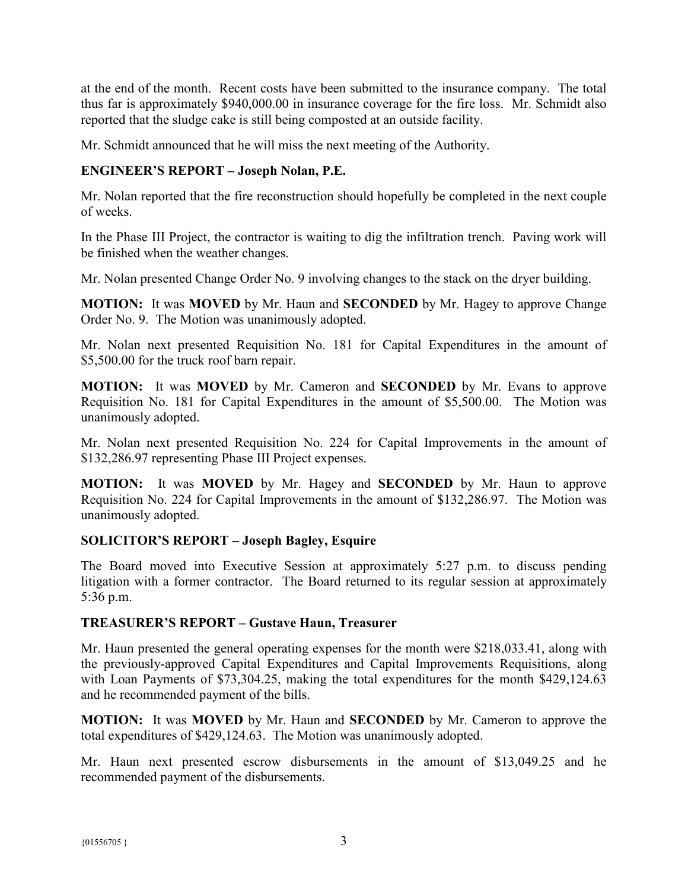at the end of the month. Recent costs have been submitted to the insurance company. The total thus far is approximately $940,000.00 in insurance coverage for the fire loss. Mr. Schmidt also reported that the sludge cake is still being composted at an outside facility.

Mr. Schmidt announced that he will miss the next meeting of the Authority.

**ENGINEER'S REPORT – Joseph Nolan, P.E.**

Mr. Nolan reported that the fire reconstruction should hopefully be completed in the next couple of weeks.

In the Phase III Project, the contractor is waiting to dig the infiltration trench. Paving work will be finished when the weather changes.

Mr. Nolan presented Change Order No. 9 involving changes to the stack on the dryer building.

**MOTION:** It was **MOVED** by Mr. Haun and **SECONDED** by Mr. Hagey to approve Change Order No. 9. The Motion was unanimously adopted.

Mr. Nolan next presented Requisition No. 181 for Capital Expenditures in the amount of $5,500.00 for the truck roof barn repair.

**MOTION:** It was **MOVED** by Mr. Cameron and **SECONDED** by Mr. Evans to approve Requisition No. 181 for Capital Expenditures in the amount of $5,500.00. The Motion was unanimously adopted.

Mr. Nolan next presented Requisition No. 224 for Capital Improvements in the amount of $132,286.97 representing Phase III Project expenses.

**MOTION:** It was **MOVED** by Mr. Hagey and **SECONDED** by Mr. Haun to approve Requisition No. 224 for Capital Improvements in the amount of $132,286.97. The Motion was unanimously adopted.

**SOLICITOR'S REPORT – Joseph Bagley, Esquire**

The Board moved into Executive Session at approximately 5:27 p.m. to discuss pending litigation with a former contractor. The Board returned to its regular session at approximately 5:36 p.m.

**TREASURER'S REPORT – Gustave Haun, Treasurer**

Mr. Haun presented the general operating expenses for the month were $218,033.41, along with the previously-approved Capital Expenditures and Capital Improvements Requisitions, along with Loan Payments of $73,304.25, making the total expenditures for the month $429,124.63 and he recommended payment of the bills.

**MOTION:** It was **MOVED** by Mr. Haun and **SECONDED** by Mr. Cameron to approve the total expenditures of $429,124.63. The Motion was unanimously adopted.

Mr. Haun next presented escrow disbursements in the amount of $13,049.25 and he recommended payment of the disbursements.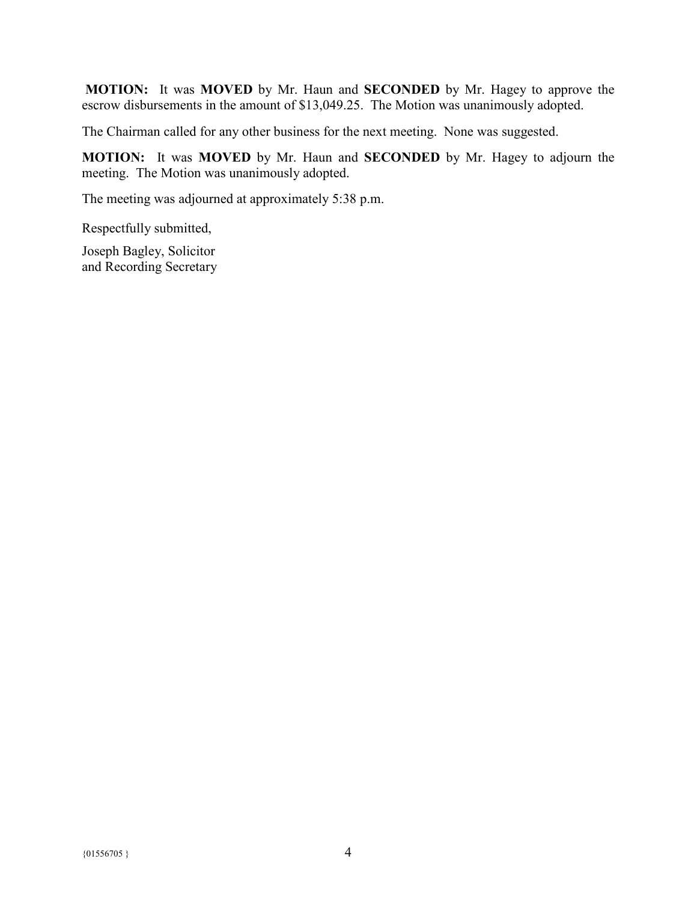**MOTION:** It was **MOVED** by Mr. Haun and **SECONDED** by Mr. Hagey to approve the escrow disbursements in the amount of $13,049.25. The Motion was unanimously adopted.

The Chairman called for any other business for the next meeting. None was suggested.

**MOTION:** It was **MOVED** by Mr. Haun and **SECONDED** by Mr. Hagey to adjourn the meeting. The Motion was unanimously adopted.

The meeting was adjourned at approximately 5:38 p.m.

Respectfully submitted,

Joseph Bagley, Solicitor
and Recording Secretary

{01556705 }